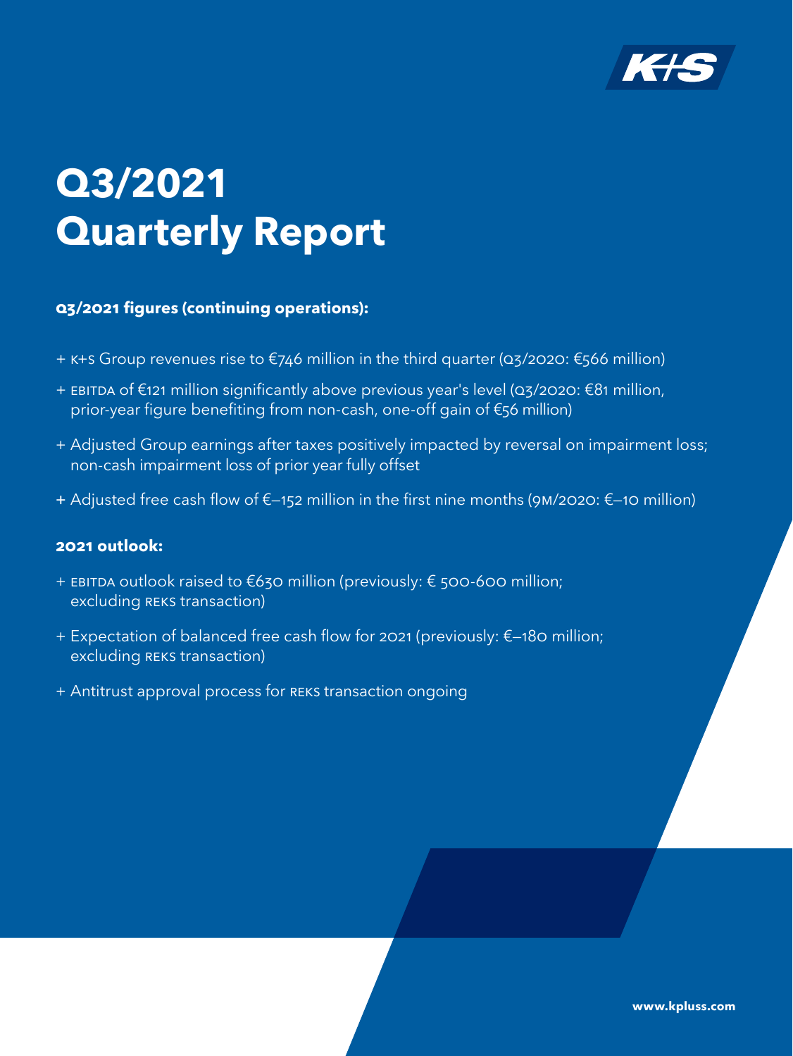# Q3/2021 Quarterly Report

**Q3/2021 figures (continuing operations):**

+ K+S Group revenues rise to €746 million in the third quarter (Q3/2020: €566 million)
+ EBITDA of €121 million significantly above previous year's level (Q3/2020: €81 million, prior-year figure benefiting from non-cash, one-off gain of €56 million)
+ Adjusted Group earnings after taxes positively impacted by reversal on impairment loss; non-cash impairment loss of prior year fully offset
+ Adjusted free cash flow of €–152 million in the first nine months (9M/2020: €–10 million)

**2021 outlook:**

+ EBITDA outlook raised to €630 million (previously: € 500-600 million; excluding REKS transaction)
+ Expectation of balanced free cash flow for 2021 (previously: €–180 million; excluding REKS transaction)
+ Antitrust approval process for REKS transaction ongoing

www.kpluss.com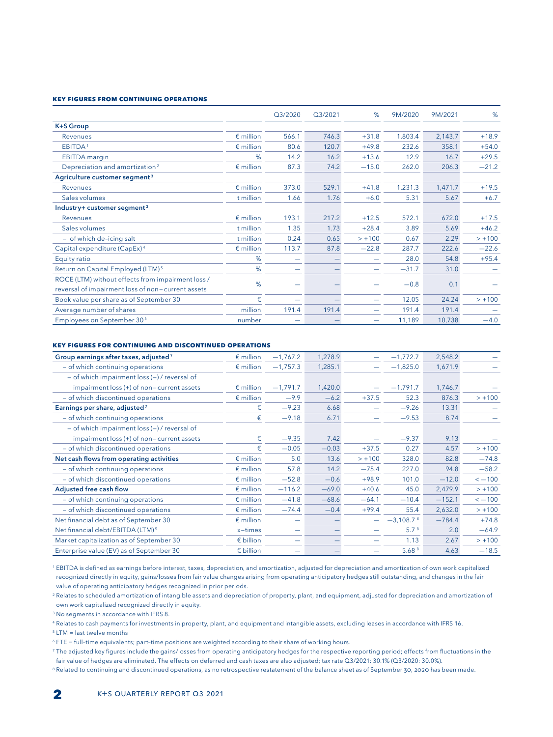## KEY FIGURES FROM CONTINUING OPERATIONS

| | | Q3/2020 | Q3/2021 | % | 9M/2020 | 9M/2021 | % |
|---|---|---|---|---|---|---|---|
| **K+S Group** | | | | | | | |
| Revenues | € million | 566.1 | 746.3 | +31.8 | 1,803.4 | 2,143.7 | +18.9 |
| EBITDA[1] | € million | 80.6 | 120.7 | +49.8 | 232.6 | 358.1 | +54.0 |
| EBITDA margin | % | 14.2 | 16.2 | +13.6 | 12.9 | 16.7 | +29.5 |
| Depreciation and amortization[2] | € million | 87.3 | 74.2 | −15.0 | 262.0 | 206.3 | −21.2 |
| **Agriculture customer segment[3]** | | | | | | | |
| Revenues | € million | 373.0 | 529.1 | +41.8 | 1,231.3 | 1,471.7 | +19.5 |
| Sales volumes | t million | 1.66 | 1.76 | +6.0 | 5.31 | 5.67 | +6.7 |
| **Industry+ customer segment[3]** | | | | | | | |
| Revenues | € million | 193.1 | 217.2 | +12.5 | 572.1 | 672.0 | +17.5 |
| Sales volumes | t million | 1.35 | 1.73 | +28.4 | 3.89 | 5.69 | +46.2 |
| – of which de-icing salt | t million | 0.24 | 0.65 | > +100 | 0.67 | 2.29 | > +100 |
| Capital expenditure (CapEx)[4] | € million | 113.7 | 87.8 | −22.8 | 287.7 | 222.6 | −22.6 |
| Equity ratio | % | — | — | — | 28.0 | 54.8 | +95.4 |
| Return on Capital Employed (LTM)[5] | % | — | — | — | −31.7 | 31.0 | — |
| ROCE (LTM) without effects from impairment loss / reversal of impairment loss of non-current assets | % | — | — | — | −0.8 | 0.1 | — |
| Book value per share as of September 30 | € | — | — | — | 12.05 | 24.24 | > +100 |
| Average number of shares | million | 191.4 | 191.4 | — | 191.4 | 191.4 | — |
| Employees on September 30[6] | number | — | — | — | 11,189 | 10,738 | −4.0 |

## KEY FIGURES FOR CONTINUING AND DISCONTINUED OPERATIONS

| | | Q3/2020 | Q3/2021 | % | 9M/2020 | 9M/2021 | % |
|---|---|---|---|---|---|---|---|
| **Group earnings after taxes, adjusted[7]** | € million | −1,767.2 | 1,278.9 | — | −1,772.7 | 2,548.2 | — |
| – of which continuing operations | € million | −1,757.3 | 1,285.1 | — | −1,825.0 | 1,671.9 | — |
| – of which impairment loss (–) / reversal of impairment loss (+) of non-current assets | € million | −1,791.7 | 1,420.0 | — | −1,791.7 | 1,746.7 | — |
| – of which discontinued operations | € million | −9.9 | −6.2 | +37.5 | 52.3 | 876.3 | > +100 |
| **Earnings per share, adjusted[7]** | € | −9.23 | 6.68 | — | −9.26 | 13.31 | — |
| – of which continuing operations | € | −9.18 | 6.71 | — | −9.53 | 8.74 | — |
| – of which impairment loss (–) / reversal of impairment loss (+) of non-current assets | € | −9.35 | 7.42 | — | −9.37 | 9.13 | — |
| – of which discontinued operations | € | −0.05 | −0.03 | +37.5 | 0.27 | 4.57 | > +100 |
| **Net cash flows from operating activities** | € million | 5.0 | 13.6 | > +100 | 328.0 | 82.8 | −74.8 |
| – of which continuing operations | € million | 57.8 | 14.2 | −75.4 | 227.0 | 94.8 | −58.2 |
| – of which discontinued operations | € million | −52.8 | −0.6 | +98.9 | 101.0 | −12.0 | < −100 |
| **Adjusted free cash flow** | € million | −116.2 | −69.0 | +40.6 | 45.0 | 2,479.9 | > +100 |
| – of which continuing operations | € million | −41.8 | −68.6 | −64.1 | −10.4 | −152.1 | < −100 |
| – of which discontinued operations | € million | −74.4 | −0.4 | +99.4 | 55.4 | 2,632.0 | > +100 |
| Net financial debt as of September 30 | € million | — | — | — | −3,108.7[8] | −784.4 | +74.8 |
| Net financial debt/EBITDA (LTM)[5] | x-times | — | — | — | 5.7[8] | 2.0 | −64.9 |
| Market capitalization as of September 30 | € billion | — | — | — | 1.13 | 2.67 | > +100 |
| Enterprise value (EV) as of September 30 | € billion | — | — | — | 5.68[8] | 4.63 | −18.5 |

[1] EBITDA is defined as earnings before interest, taxes, depreciation, and amortization, adjusted for depreciation and amortization of own work capitalized recognized directly in equity, gains/losses from fair value changes arising from operating anticipatory hedges still outstanding, and changes in the fair value of operating anticipatory hedges recognized in prior periods.

[2] Relates to scheduled amortization of intangible assets and depreciation of property, plant, and equipment, adjusted for depreciation and amortization of own work capitalized recognized directly in equity.

[3] No segments in accordance with IFRS 8.

[4] Relates to cash payments for investments in property, plant, and equipment and intangible assets, excluding leases in accordance with IFRS 16.

[5] LTM = last twelve months

[6] FTE = full-time equivalents; part-time positions are weighted according to their share of working hours.

[7] The adjusted key figures include the gains/losses from operating anticipatory hedges for the respective reporting period; effects from fluctuations in the fair value of hedges are eliminated. The effects on deferred and cash taxes are also adjusted; tax rate Q3/2021: 30.1% (Q3/2020: 30.0%).

[8] Related to continuing and discontinued operations, as no retrospective restatement of the balance sheet as of September 30, 2020 has been made.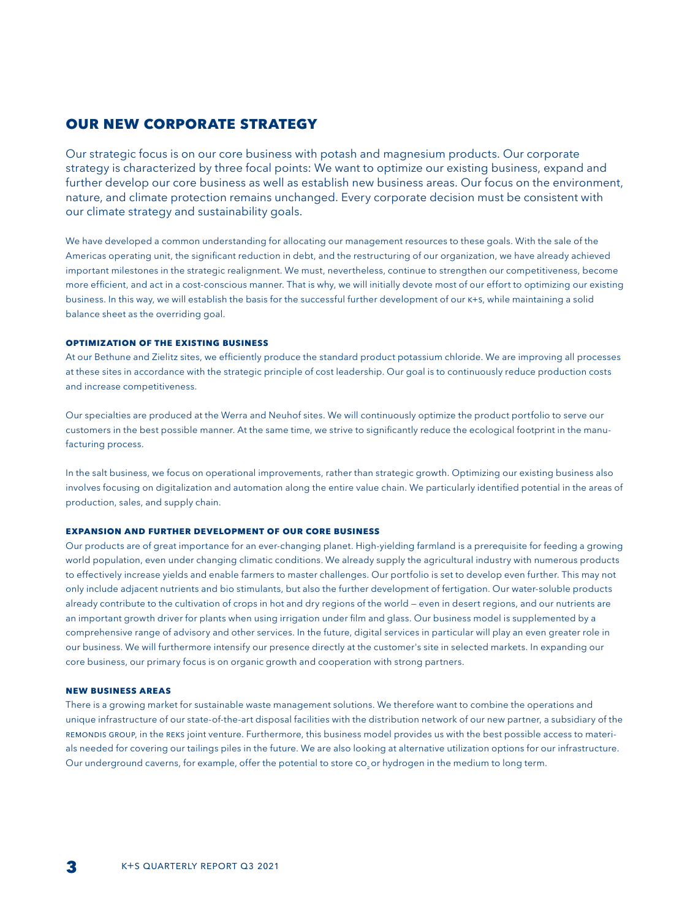# OUR NEW CORPORATE STRATEGY

Our strategic focus is on our core business with potash and magnesium products. Our corporate strategy is characterized by three focal points: We want to optimize our existing business, expand and further develop our core business as well as establish new business areas. Our focus on the environment, nature, and climate protection remains unchanged. Every corporate decision must be consistent with our climate strategy and sustainability goals.

We have developed a common understanding for allocating our management resources to these goals. With the sale of the Americas operating unit, the significant reduction in debt, and the restructuring of our organization, we have already achieved important milestones in the strategic realignment. We must, nevertheless, continue to strengthen our competitiveness, become more efficient, and act in a cost-conscious manner. That is why, we will initially devote most of our effort to optimizing our existing business. In this way, we will establish the basis for the successful further development of our K+S, while maintaining a solid balance sheet as the overriding goal.

### OPTIMIZATION OF THE EXISTING BUSINESS

At our Bethune and Zielitz sites, we efficiently produce the standard product potassium chloride. We are improving all processes at these sites in accordance with the strategic principle of cost leadership. Our goal is to continuously reduce production costs and increase competitiveness.

Our specialties are produced at the Werra and Neuhof sites. We will continuously optimize the product portfolio to serve our customers in the best possible manner. At the same time, we strive to significantly reduce the ecological footprint in the manufacturing process.

In the salt business, we focus on operational improvements, rather than strategic growth. Optimizing our existing business also involves focusing on digitalization and automation along the entire value chain. We particularly identified potential in the areas of production, sales, and supply chain.

### EXPANSION AND FURTHER DEVELOPMENT OF OUR CORE BUSINESS

Our products are of great importance for an ever-changing planet. High-yielding farmland is a prerequisite for feeding a growing world population, even under changing climatic conditions. We already supply the agricultural industry with numerous products to effectively increase yields and enable farmers to master challenges. Our portfolio is set to develop even further. This may not only include adjacent nutrients and bio stimulants, but also the further development of fertigation. Our water-soluble products already contribute to the cultivation of crops in hot and dry regions of the world — even in desert regions, and our nutrients are an important growth driver for plants when using irrigation under film and glass. Our business model is supplemented by a comprehensive range of advisory and other services. In the future, digital services in particular will play an even greater role in our business. We will furthermore intensify our presence directly at the customer's site in selected markets. In expanding our core business, our primary focus is on organic growth and cooperation with strong partners.

### NEW BUSINESS AREAS

There is a growing market for sustainable waste management solutions. We therefore want to combine the operations and unique infrastructure of our state-of-the-art disposal facilities with the distribution network of our new partner, a subsidiary of the REMONDIS GROUP, in the REKS joint venture. Furthermore, this business model provides us with the best possible access to materials needed for covering our tailings piles in the future. We are also looking at alternative utilization options for our infrastructure. Our underground caverns, for example, offer the potential to store $CO_2$ or hydrogen in the medium to long term.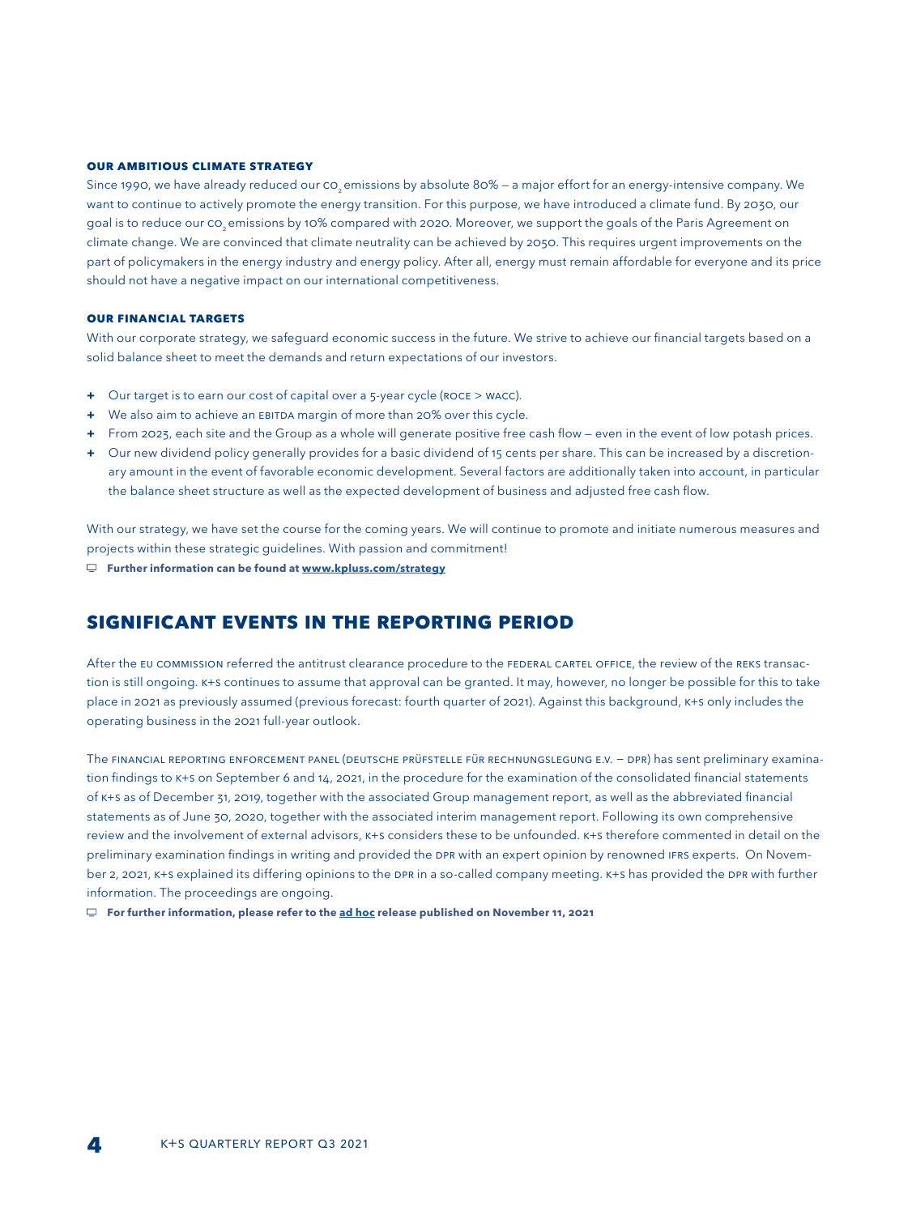### OUR AMBITIOUS CLIMATE STRATEGY

Since 1990, we have already reduced our $CO_2$ emissions by absolute 80% – a major effort for an energy-intensive company. We want to continue to actively promote the energy transition. For this purpose, we have introduced a climate fund. By 2030, our goal is to reduce our $CO_2$ emissions by 10% compared with 2020. Moreover, we support the goals of the Paris Agreement on climate change. We are convinced that climate neutrality can be achieved by 2050. This requires urgent improvements on the part of policymakers in the energy industry and energy policy. After all, energy must remain affordable for everyone and its price should not have a negative impact on our international competitiveness.

### OUR FINANCIAL TARGETS

With our corporate strategy, we safeguard economic success in the future. We strive to achieve our financial targets based on a solid balance sheet to meet the demands and return expectations of our investors.

+ Our target is to earn our cost of capital over a 5-year cycle (ROCE > WACC).
+ We also aim to achieve an EBITDA margin of more than 20% over this cycle.
+ From 2023, each site and the Group as a whole will generate positive free cash flow – even in the event of low potash prices.
+ Our new dividend policy generally provides for a basic dividend of 15 cents per share. This can be increased by a discretionary amount in the event of favorable economic development. Several factors are additionally taken into account, in particular the balance sheet structure as well as the expected development of business and adjusted free cash flow.

With our strategy, we have set the course for the coming years. We will continue to promote and initiate numerous measures and projects within these strategic guidelines. With passion and commitment!

**Further information can be found at www.kpluss.com/strategy**

## SIGNIFICANT EVENTS IN THE REPORTING PERIOD

After the EU COMMISSION referred the antitrust clearance procedure to the FEDERAL CARTEL OFFICE, the review of the REKS transaction is still ongoing. K+S continues to assume that approval can be granted. It may, however, no longer be possible for this to take place in 2021 as previously assumed (previous forecast: fourth quarter of 2021). Against this background, K+S only includes the operating business in the 2021 full-year outlook.

The FINANCIAL REPORTING ENFORCEMENT PANEL (DEUTSCHE PRÜFSTELLE FÜR RECHNUNGSLEGUNG E.V. – DPR) has sent preliminary examination findings to K+S on September 6 and 14, 2021, in the procedure for the examination of the consolidated financial statements of K+S as of December 31, 2019, together with the associated Group management report, as well as the abbreviated financial statements as of June 30, 2020, together with the associated interim management report. Following its own comprehensive review and the involvement of external advisors, K+S considers these to be unfounded. K+S therefore commented in detail on the preliminary examination findings in writing and provided the DPR with an expert opinion by renowned IFRS experts. On November 2, 2021, K+S explained its differing opinions to the DPR in a so-called company meeting. K+S has provided the DPR with further information. The proceedings are ongoing.

**For further information, please refer to the ad hoc release published on November 11, 2021**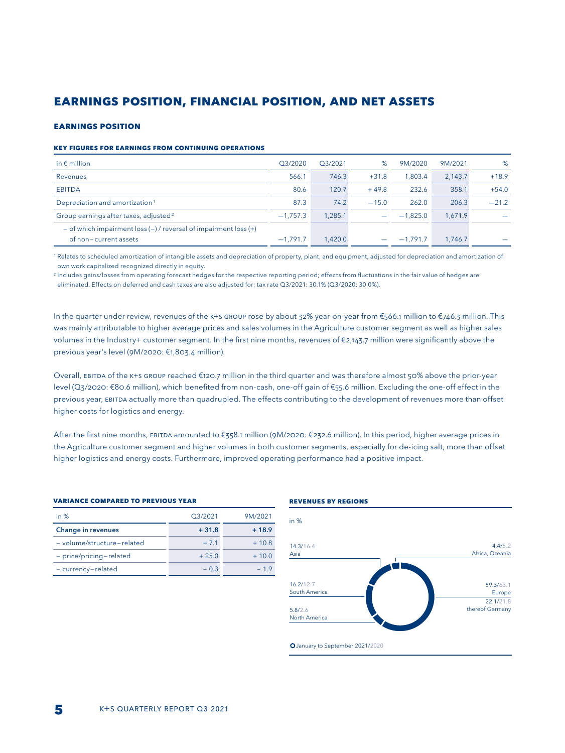# EARNINGS POSITION, FINANCIAL POSITION, AND NET ASSETS

## EARNINGS POSITION

### KEY FIGURES FOR EARNINGS FROM CONTINUING OPERATIONS

| in € million | Q3/2020 | Q3/2021 | % | 9M/2020 | 9M/2021 | % |
|---|---|---|---|---|---|---|
| Revenues | 566.1 | 746.3 | +31.8 | 1,803.4 | 2,143.7 | +18.9 |
| EBITDA | 80.6 | 120.7 | +49.8 | 232.6 | 358.1 | +54.0 |
| Depreciation and amortization [1] | 87.3 | 74.2 | −15.0 | 262.0 | 206.3 | −21.2 |
| Group earnings after taxes, adjusted [2] | −1,757.3 | 1,285.1 | — | −1,825.0 | 1,671.9 | — |
| – of which impairment loss (−) / reversal of impairment loss (+) of non−current assets | −1,791.7 | 1,420.0 | — | −1,791.7 | 1,746.7 | — |

[1] Relates to scheduled amortization of intangible assets and depreciation of property, plant, and equipment, adjusted for depreciation and amortization of own work capitalized recognized directly in equity.

[2] Includes gains/losses from operating forecast hedges for the respective reporting period; effects from fluctuations in the fair value of hedges are eliminated. Effects on deferred and cash taxes are also adjusted for; tax rate Q3/2021: 30.1% (Q3/2020: 30.0%).

In the quarter under review, revenues of the K+S GROUP rose by about 32% year-on-year from €566.1 million to €746.3 million. This was mainly attributable to higher average prices and sales volumes in the Agriculture customer segment as well as higher sales volumes in the Industry+ customer segment. In the first nine months, revenues of €2,143.7 million were significantly above the previous year's level (9M/2020: €1,803.4 million).

Overall, EBITDA of the K+S GROUP reached €120.7 million in the third quarter and was therefore almost 50% above the prior-year level (Q3/2020: €80.6 million), which benefited from non-cash, one-off gain of €55.6 million. Excluding the one-off effect in the previous year, EBITDA actually more than quadrupled. The effects contributing to the development of revenues more than offset higher costs for logistics and energy.

After the first nine months, EBITDA amounted to €358.1 million (9M/2020: €232.6 million). In this period, higher average prices in the Agriculture customer segment and higher volumes in both customer segments, especially for de-icing salt, more than offset higher logistics and energy costs. Furthermore, improved operating performance had a positive impact.

### VARIANCE COMPARED TO PREVIOUS YEAR

| in % | Q3/2021 | 9M/2021 |
|---|---|---|
| **Change in revenues** | **+ 31.8** | **+ 18.9** |
| – volume/structure–related | + 7.1 | + 10.8 |
| – price/pricing–related | + 25.0 | + 10.0 |
| – currency–related | – 0.3 | – 1.9 |

### REVENUES BY REGIONS

in %

- Asia: 14.3/16.4
- Africa, Ozeania: 4.4/5.2
- South America: 16.2/12.7
- Europe: 59.3/63.1
- thereof Germany: 22.1/21.8
- North America: 5.8/2.6

January to September 2021/2020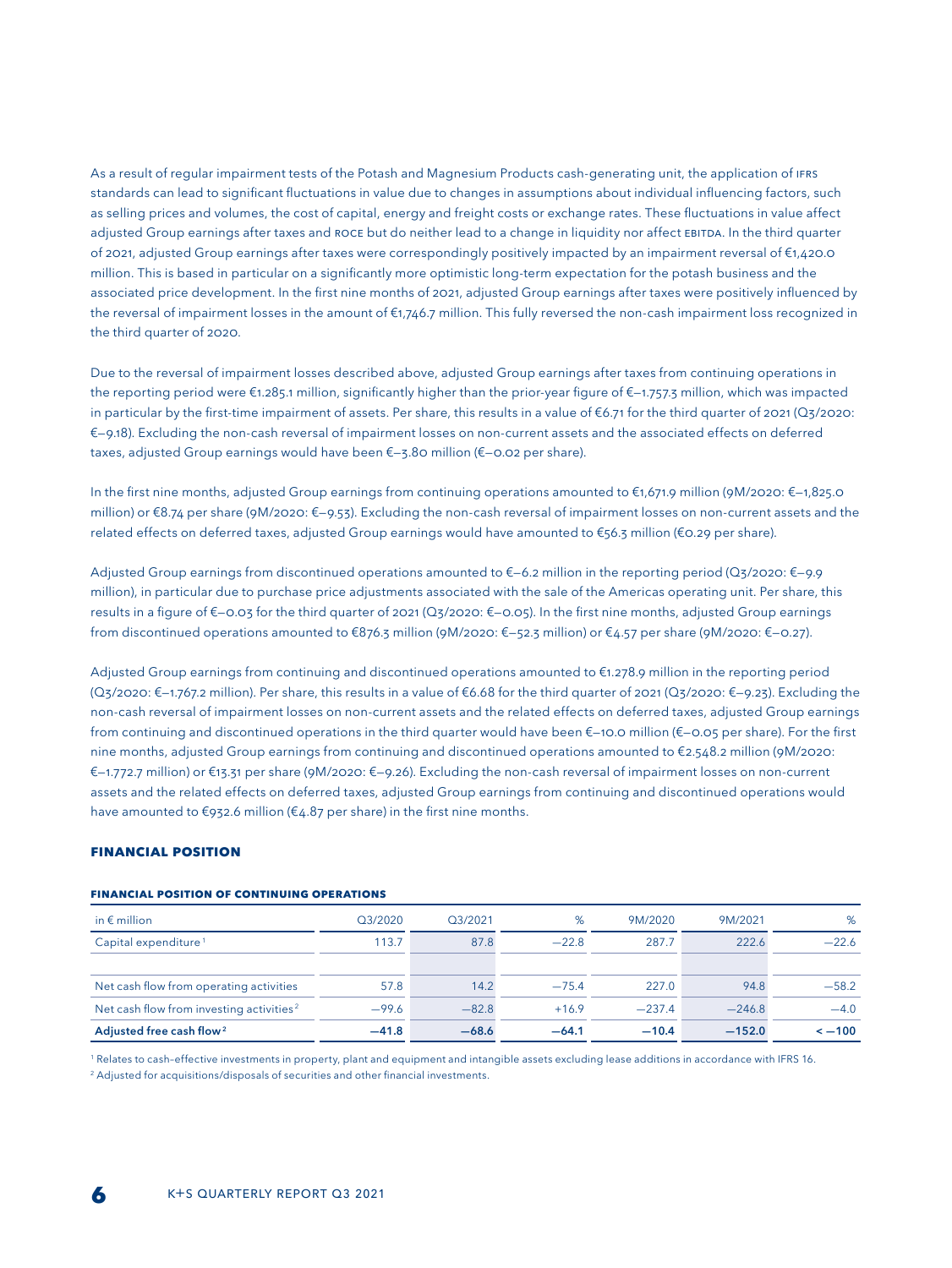As a result of regular impairment tests of the Potash and Magnesium Products cash-generating unit, the application of IFRS standards can lead to significant fluctuations in value due to changes in assumptions about individual influencing factors, such as selling prices and volumes, the cost of capital, energy and freight costs or exchange rates. These fluctuations in value affect adjusted Group earnings after taxes and ROCE but do neither lead to a change in liquidity nor affect EBITDA. In the third quarter of 2021, adjusted Group earnings after taxes were correspondingly positively impacted by an impairment reversal of €1,420.0 million. This is based in particular on a significantly more optimistic long-term expectation for the potash business and the associated price development. In the first nine months of 2021, adjusted Group earnings after taxes were positively influenced by the reversal of impairment losses in the amount of €1,746.7 million. This fully reversed the non-cash impairment loss recognized in the third quarter of 2020.

Due to the reversal of impairment losses described above, adjusted Group earnings after taxes from continuing operations in the reporting period were €1.285.1 million, significantly higher than the prior-year figure of €–1.757.3 million, which was impacted in particular by the first-time impairment of assets. Per share, this results in a value of €6.71 for the third quarter of 2021 (Q3/2020: €–9.18). Excluding the non-cash reversal of impairment losses on non-current assets and the associated effects on deferred taxes, adjusted Group earnings would have been €–3.80 million (€–0.02 per share).

In the first nine months, adjusted Group earnings from continuing operations amounted to €1,671.9 million (9M/2020: €–1,825.0 million) or €8.74 per share (9M/2020: €–9.53). Excluding the non-cash reversal of impairment losses on non-current assets and the related effects on deferred taxes, adjusted Group earnings would have amounted to €56.3 million (€0.29 per share).

Adjusted Group earnings from discontinued operations amounted to €–6.2 million in the reporting period (Q3/2020: €–9.9 million), in particular due to purchase price adjustments associated with the sale of the Americas operating unit. Per share, this results in a figure of €–0.03 for the third quarter of 2021 (Q3/2020: €–0.05). In the first nine months, adjusted Group earnings from discontinued operations amounted to €876.3 million (9M/2020: €–52.3 million) or €4.57 per share (9M/2020: €–0.27).

Adjusted Group earnings from continuing and discontinued operations amounted to €1.278.9 million in the reporting period (Q3/2020: €–1.767.2 million). Per share, this results in a value of €6.68 for the third quarter of 2021 (Q3/2020: €–9.23). Excluding the non-cash reversal of impairment losses on non-current assets and the related effects on deferred taxes, adjusted Group earnings from continuing and discontinued operations in the third quarter would have been €–10.0 million (€–0.05 per share). For the first nine months, adjusted Group earnings from continuing and discontinued operations amounted to €2.548.2 million (9M/2020: €–1.772.7 million) or €13.31 per share (9M/2020: €–9.26). Excluding the non-cash reversal of impairment losses on non-current assets and the related effects on deferred taxes, adjusted Group earnings from continuing and discontinued operations would have amounted to €932.6 million (€4.87 per share) in the first nine months.

## FINANCIAL POSITION

### FINANCIAL POSITION OF CONTINUING OPERATIONS

| in € million | Q3/2020 | Q3/2021 | % | 9M/2020 | 9M/2021 | % |
|---|---|---|---|---|---|---|
| Capital expenditure [1] | 113.7 | 87.8 | −22.8 | 287.7 | 222.6 | −22.6 |
| | | | | | | |
| Net cash flow from operating activities | 57.8 | 14.2 | −75.4 | 227.0 | 94.8 | −58.2 |
| Net cash flow from investing activities [2] | −99.6 | −82.8 | +16.9 | −237.4 | −246.8 | −4.0 |
| **Adjusted free cash flow [2]** | **−41.8** | **−68.6** | **−64.1** | **−10.4** | **−152.0** | **< −100** |

[1] Relates to cash-effective investments in property, plant and equipment and intangible assets excluding lease additions in accordance with IFRS 16.

[2] Adjusted for acquisitions/disposals of securities and other financial investments.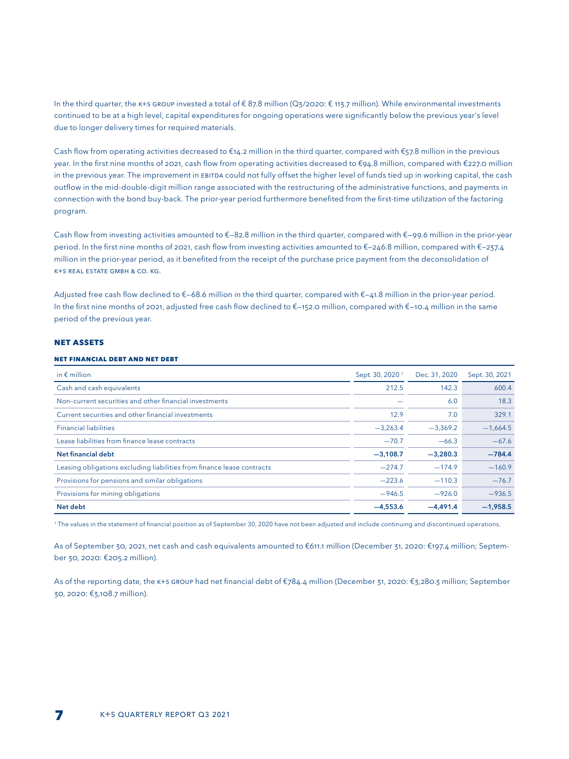In the third quarter, the K+S GROUP invested a total of € 87.8 million (Q3/2020: € 113.7 million). While environmental investments continued to be at a high level, capital expenditures for ongoing operations were significantly below the previous year's level due to longer delivery times for required materials.

Cash flow from operating activities decreased to €14.2 million in the third quarter, compared with €57.8 million in the previous year. In the first nine months of 2021, cash flow from operating activities decreased to €94.8 million, compared with €227.0 million in the previous year. The improvement in EBITDA could not fully offset the higher level of funds tied up in working capital, the cash outflow in the mid-double-digit million range associated with the restructuring of the administrative functions, and payments in connection with the bond buy-back. The prior-year period furthermore benefited from the first-time utilization of the factoring program.

Cash flow from investing activities amounted to €–82.8 million in the third quarter, compared with €–99.6 million in the prior-year period. In the first nine months of 2021, cash flow from investing activities amounted to €–246.8 million, compared with €–237.4 million in the prior-year period, as it benefited from the receipt of the purchase price payment from the deconsolidation of K+S REAL ESTATE GMBH & CO. KG.

Adjusted free cash flow declined to €–68.6 million in the third quarter, compared with €–41.8 million in the prior-year period. In the first nine months of 2021, adjusted free cash flow declined to €–152.0 million, compared with €–10.4 million in the same period of the previous year.

## NET ASSETS

### NET FINANCIAL DEBT AND NET DEBT

| in € million | Sept. 30, 2020 [1] | Dec. 31, 2020 | Sept. 30, 2021 |
|---|---|---|---|
| Cash and cash equivalents | 212.5 | 142.3 | 600.4 |
| Non-current securities and other financial investments | — | 6.0 | 18.3 |
| Current securities and other financial investments | 12.9 | 7.0 | 329.1 |
| Financial liabilities | –3,263.4 | –3,369.2 | –1,664.5 |
| Lease liabilities from finance lease contracts | –70.7 | –66.3 | –67.6 |
| **Net financial debt** | **–3,108.7** | **–3,280.3** | **–784.4** |
| Leasing obligations excluding liabilities from finance lease contracts | –274.7 | –174.9 | –160.9 |
| Provisions for pensions and similar obligations | –223.6 | –110.3 | –76.7 |
| Provisions for mining obligations | –946.5 | –926.0 | –936.5 |
| **Net debt** | **–4,553.6** | **–4,491.4** | **–1,958.5** |

[1] The values in the statement of financial position as of September 30, 2020 have not been adjusted and include continuing and discontinued operations.

As of September 30, 2021, net cash and cash equivalents amounted to €611.1 million (December 31, 2020: €197.4 million; September 30, 2020: €205.2 million).

As of the reporting date, the K+S GROUP had net financial debt of €784.4 million (December 31, 2020: €3,280.3 million; September 30, 2020: €3,108.7 million).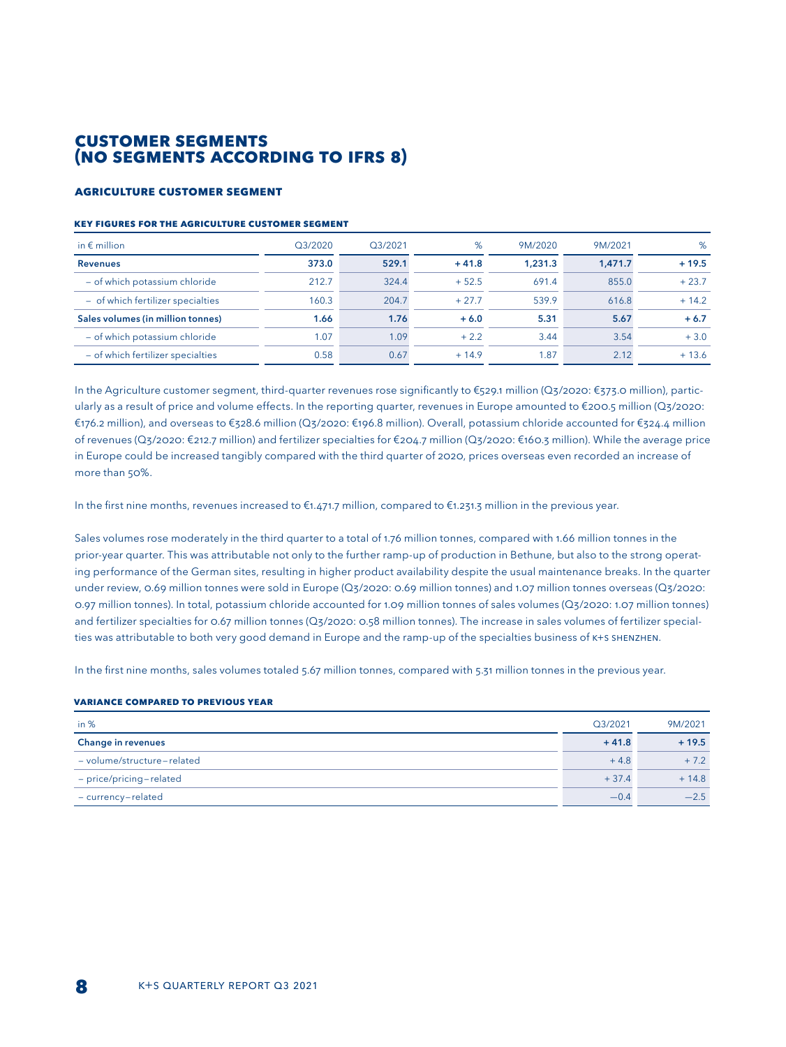# CUSTOMER SEGMENTS (NO SEGMENTS ACCORDING TO IFRS 8)

## AGRICULTURE CUSTOMER SEGMENT

### KEY FIGURES FOR THE AGRICULTURE CUSTOMER SEGMENT

| in € million | Q3/2020 | Q3/2021 | % | 9M/2020 | 9M/2021 | % |
|---|---|---|---|---|---|---|
| **Revenues** | **373.0** | **529.1** | **+ 41.8** | **1,231.3** | **1,471.7** | **+ 19.5** |
| – of which potassium chloride | 212.7 | 324.4 | + 52.5 | 691.4 | 855.0 | + 23.7 |
| – of which fertilizer specialties | 160.3 | 204.7 | + 27.7 | 539.9 | 616.8 | + 14.2 |
| **Sales volumes (in million tonnes)** | **1.66** | **1.76** | **+ 6.0** | **5.31** | **5.67** | **+ 6.7** |
| – of which potassium chloride | 1.07 | 1.09 | + 2.2 | 3.44 | 3.54 | + 3.0 |
| – of which fertilizer specialties | 0.58 | 0.67 | + 14.9 | 1.87 | 2.12 | + 13.6 |

In the Agriculture customer segment, third-quarter revenues rose significantly to €529.1 million (Q3/2020: €373.0 million), particularly as a result of price and volume effects. In the reporting quarter, revenues in Europe amounted to €200.5 million (Q3/2020: €176.2 million), and overseas to €328.6 million (Q3/2020: €196.8 million). Overall, potassium chloride accounted for €324.4 million of revenues (Q3/2020: €212.7 million) and fertilizer specialties for €204.7 million (Q3/2020: €160.3 million). While the average price in Europe could be increased tangibly compared with the third quarter of 2020, prices overseas even recorded an increase of more than 50%.

In the first nine months, revenues increased to €1.471.7 million, compared to €1.231.3 million in the previous year.

Sales volumes rose moderately in the third quarter to a total of 1.76 million tonnes, compared with 1.66 million tonnes in the prior-year quarter. This was attributable not only to the further ramp-up of production in Bethune, but also to the strong operating performance of the German sites, resulting in higher product availability despite the usual maintenance breaks. In the quarter under review, 0.69 million tonnes were sold in Europe (Q3/2020: 0.69 million tonnes) and 1.07 million tonnes overseas (Q3/2020: 0.97 million tonnes). In total, potassium chloride accounted for 1.09 million tonnes of sales volumes (Q3/2020: 1.07 million tonnes) and fertilizer specialties for 0.67 million tonnes (Q3/2020: 0.58 million tonnes). The increase in sales volumes of fertilizer specialties was attributable to both very good demand in Europe and the ramp-up of the specialties business of K+S SHENZHEN.

In the first nine months, sales volumes totaled 5.67 million tonnes, compared with 5.31 million tonnes in the previous year.

### VARIANCE COMPARED TO PREVIOUS YEAR

| in % | Q3/2021 | 9M/2021 |
|---|---|---|
| **Change in revenues** | **+ 41.8** | **+ 19.5** |
| – volume/structure-related | + 4.8 | + 7.2 |
| – price/pricing-related | + 37.4 | + 14.8 |
| – currency-related | −0.4 | −2.5 |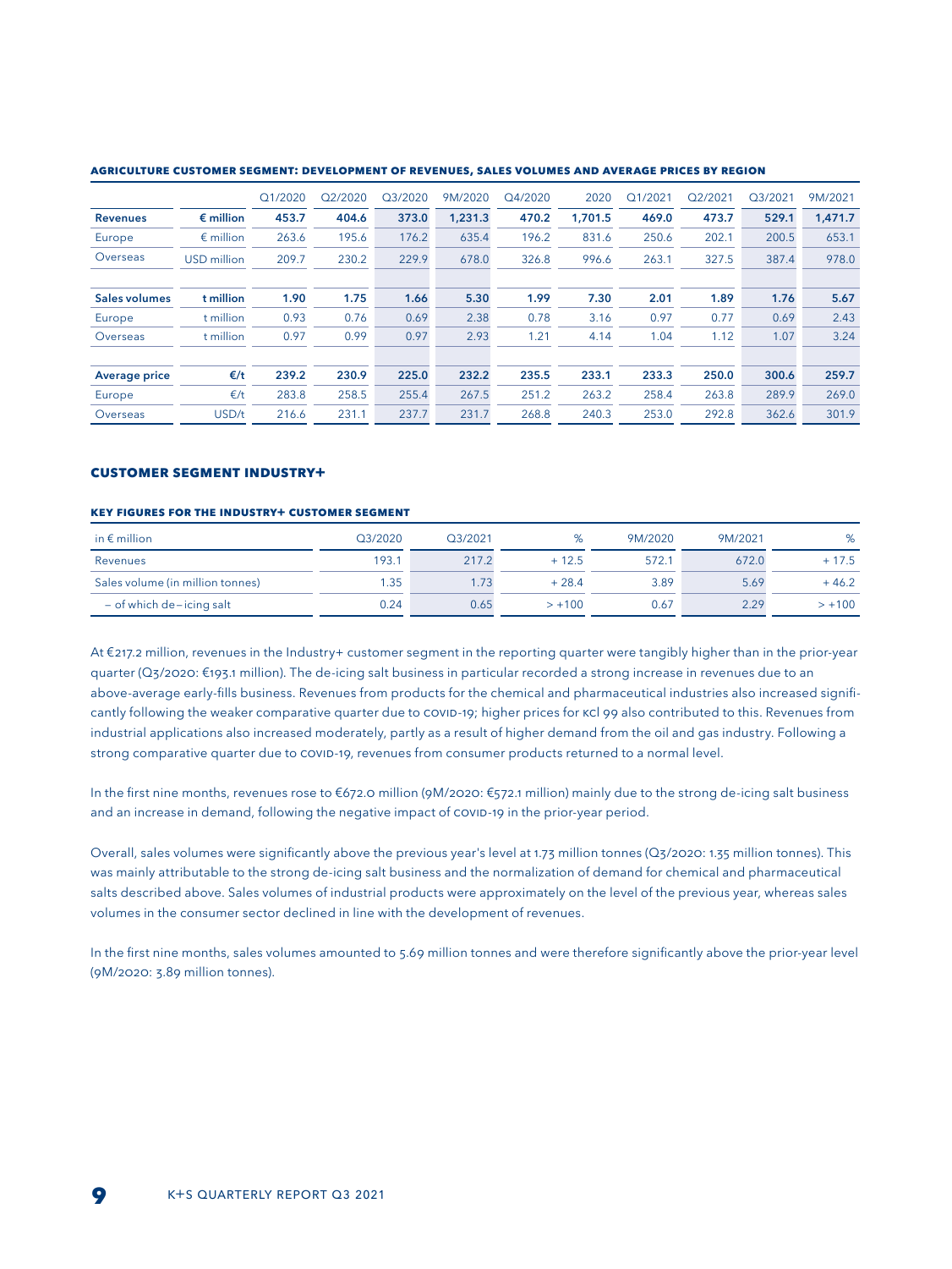**AGRICULTURE CUSTOMER SEGMENT: DEVELOPMENT OF REVENUES, SALES VOLUMES AND AVERAGE PRICES BY REGION**

| | | Q1/2020 | Q2/2020 | Q3/2020 | 9M/2020 | Q4/2020 | 2020 | Q1/2021 | Q2/2021 | Q3/2021 | 9M/2021 |
|---|---|---|---|---|---|---|---|---|---|---|---|
| **Revenues** | **€ million** | **453.7** | **404.6** | **373.0** | **1,231.3** | **470.2** | **1,701.5** | **469.0** | **473.7** | **529.1** | **1,471.7** |
| Europe | € million | 263.6 | 195.6 | 176.2 | 635.4 | 196.2 | 831.6 | 250.6 | 202.1 | 200.5 | 653.1 |
| Overseas | USD million | 209.7 | 230.2 | 229.9 | 678.0 | 326.8 | 996.6 | 263.1 | 327.5 | 387.4 | 978.0 |
| | | | | | | | | | | | |
| **Sales volumes** | **t million** | **1.90** | **1.75** | **1.66** | **5.30** | **1.99** | **7.30** | **2.01** | **1.89** | **1.76** | **5.67** |
| Europe | t million | 0.93 | 0.76 | 0.69 | 2.38 | 0.78 | 3.16 | 0.97 | 0.77 | 0.69 | 2.43 |
| Overseas | t million | 0.97 | 0.99 | 0.97 | 2.93 | 1.21 | 4.14 | 1.04 | 1.12 | 1.07 | 3.24 |
| | | | | | | | | | | | |
| **Average price** | **€/t** | **239.2** | **230.9** | **225.0** | **232.2** | **235.5** | **233.1** | **233.3** | **250.0** | **300.6** | **259.7** |
| Europe | €/t | 283.8 | 258.5 | 255.4 | 267.5 | 251.2 | 263.2 | 258.4 | 263.8 | 289.9 | 269.0 |
| Overseas | USD/t | 216.6 | 231.1 | 237.7 | 231.7 | 268.8 | 240.3 | 253.0 | 292.8 | 362.6 | 301.9 |

## CUSTOMER SEGMENT INDUSTRY+

**KEY FIGURES FOR THE INDUSTRY+ CUSTOMER SEGMENT**

| in € million | Q3/2020 | Q3/2021 | % | 9M/2020 | 9M/2021 | % |
|---|---|---|---|---|---|---|
| Revenues | 193.1 | 217.2 | + 12.5 | 572.1 | 672.0 | + 17.5 |
| Sales volume (in million tonnes) | 1.35 | 1.73 | + 28.4 | 3.89 | 5.69 | + 46.2 |
| – of which de-icing salt | 0.24 | 0.65 | > +100 | 0.67 | 2.29 | > +100 |

At €217.2 million, revenues in the Industry+ customer segment in the reporting quarter were tangibly higher than in the prior-year quarter (Q3/2020: €193.1 million). The de-icing salt business in particular recorded a strong increase in revenues due to an above-average early-fills business. Revenues from products for the chemical and pharmaceutical industries also increased significantly following the weaker comparative quarter due to COVID-19; higher prices for KCl 99 also contributed to this. Revenues from industrial applications also increased moderately, partly as a result of higher demand from the oil and gas industry. Following a strong comparative quarter due to COVID-19, revenues from consumer products returned to a normal level.

In the first nine months, revenues rose to €672.0 million (9M/2020: €572.1 million) mainly due to the strong de-icing salt business and an increase in demand, following the negative impact of COVID-19 in the prior-year period.

Overall, sales volumes were significantly above the previous year's level at 1.73 million tonnes (Q3/2020: 1.35 million tonnes). This was mainly attributable to the strong de-icing salt business and the normalization of demand for chemical and pharmaceutical salts described above. Sales volumes of industrial products were approximately on the level of the previous year, whereas sales volumes in the consumer sector declined in line with the development of revenues.

In the first nine months, sales volumes amounted to 5.69 million tonnes and were therefore significantly above the prior-year level (9M/2020: 3.89 million tonnes).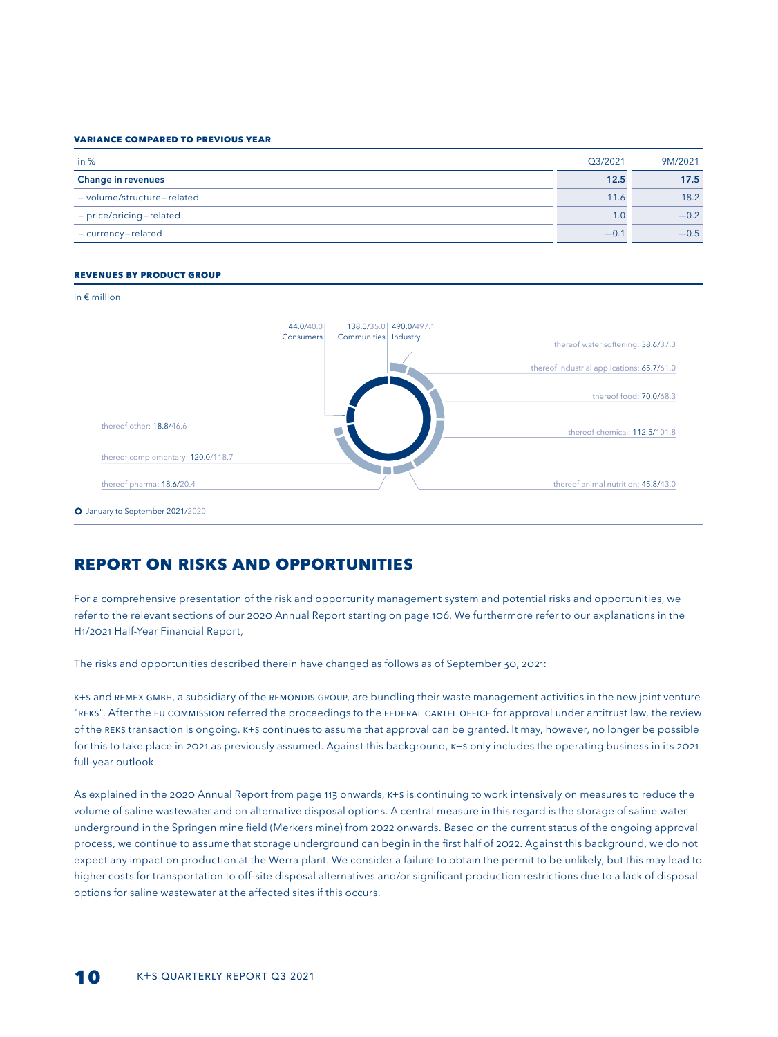#### VARIANCE COMPARED TO PREVIOUS YEAR

| in % | Q3/2021 | 9M/2021 |
|---|---|---|
| **Change in revenues** | **12.5** | **17.5** |
| – volume/structure–related | 11.6 | 18.2 |
| – price/pricing–related | 1.0 | –0.2 |
| – currency–related | –0.1 | –0.5 |

#### REVENUES BY PRODUCT GROUP

in € million

44.0/40.0 Consumers
138.0/35.0 Communities
490.0/497.1 Industry

thereof water softening: 38.6/37.3
thereof industrial applications: 65.7/61.0
thereof food: 70.0/68.3
thereof chemical: 112.5/101.8
thereof animal nutrition: 45.8/43.0
thereof other: 18.8/46.6
thereof complementary: 120.0/118.7
thereof pharma: 18.6/20.4

January to September 2021/2020

## REPORT ON RISKS AND OPPORTUNITIES

For a comprehensive presentation of the risk and opportunity management system and potential risks and opportunities, we refer to the relevant sections of our 2020 Annual Report starting on page 106. We furthermore refer to our explanations in the H1/2021 Half-Year Financial Report,

The risks and opportunities described therein have changed as follows as of September 30, 2021:

K+S and REMEX GMBH, a subsidiary of the REMONDIS GROUP, are bundling their waste management activities in the new joint venture "REKS". After the EU COMMISSION referred the proceedings to the FEDERAL CARTEL OFFICE for approval under antitrust law, the review of the REKS transaction is ongoing. K+S continues to assume that approval can be granted. It may, however, no longer be possible for this to take place in 2021 as previously assumed. Against this background, K+S only includes the operating business in its 2021 full-year outlook.

As explained in the 2020 Annual Report from page 113 onwards, K+S is continuing to work intensively on measures to reduce the volume of saline wastewater and on alternative disposal options. A central measure in this regard is the storage of saline water underground in the Springen mine field (Merkers mine) from 2022 onwards. Based on the current status of the ongoing approval process, we continue to assume that storage underground can begin in the first half of 2022. Against this background, we do not expect any impact on production at the Werra plant. We consider a failure to obtain the permit to be unlikely, but this may lead to higher costs for transportation to off-site disposal alternatives and/or significant production restrictions due to a lack of disposal options for saline wastewater at the affected sites if this occurs.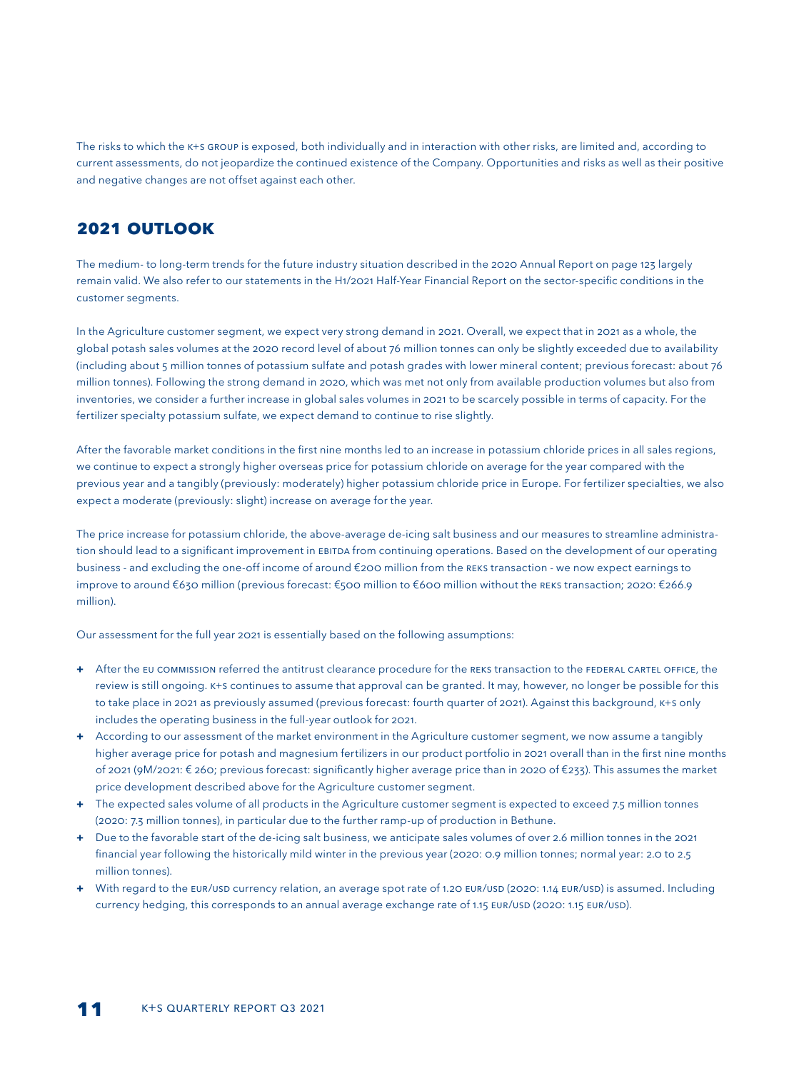The risks to which the K+S GROUP is exposed, both individually and in interaction with other risks, are limited and, according to current assessments, do not jeopardize the continued existence of the Company. Opportunities and risks as well as their positive and negative changes are not offset against each other.

## 2021 OUTLOOK

The medium- to long-term trends for the future industry situation described in the 2020 Annual Report on page 123 largely remain valid. We also refer to our statements in the H1/2021 Half-Year Financial Report on the sector-specific conditions in the customer segments.

In the Agriculture customer segment, we expect very strong demand in 2021. Overall, we expect that in 2021 as a whole, the global potash sales volumes at the 2020 record level of about 76 million tonnes can only be slightly exceeded due to availability (including about 5 million tonnes of potassium sulfate and potash grades with lower mineral content; previous forecast: about 76 million tonnes). Following the strong demand in 2020, which was met not only from available production volumes but also from inventories, we consider a further increase in global sales volumes in 2021 to be scarcely possible in terms of capacity. For the fertilizer specialty potassium sulfate, we expect demand to continue to rise slightly.

After the favorable market conditions in the first nine months led to an increase in potassium chloride prices in all sales regions, we continue to expect a strongly higher overseas price for potassium chloride on average for the year compared with the previous year and a tangibly (previously: moderately) higher potassium chloride price in Europe. For fertilizer specialties, we also expect a moderate (previously: slight) increase on average for the year.

The price increase for potassium chloride, the above-average de-icing salt business and our measures to streamline administration should lead to a significant improvement in EBITDA from continuing operations. Based on the development of our operating business - and excluding the one-off income of around €200 million from the REKS transaction - we now expect earnings to improve to around €630 million (previous forecast: €500 million to €600 million without the REKS transaction; 2020: €266.9 million).

Our assessment for the full year 2021 is essentially based on the following assumptions:

+ After the EU COMMISSION referred the antitrust clearance procedure for the REKS transaction to the FEDERAL CARTEL OFFICE, the review is still ongoing. K+S continues to assume that approval can be granted. It may, however, no longer be possible for this to take place in 2021 as previously assumed (previous forecast: fourth quarter of 2021). Against this background, K+S only includes the operating business in the full-year outlook for 2021.
+ According to our assessment of the market environment in the Agriculture customer segment, we now assume a tangibly higher average price for potash and magnesium fertilizers in our product portfolio in 2021 overall than in the first nine months of 2021 (9M/2021: € 260; previous forecast: significantly higher average price than in 2020 of €233). This assumes the market price development described above for the Agriculture customer segment.
+ The expected sales volume of all products in the Agriculture customer segment is expected to exceed 7.5 million tonnes (2020: 7.3 million tonnes), in particular due to the further ramp-up of production in Bethune.
+ Due to the favorable start of the de-icing salt business, we anticipate sales volumes of over 2.6 million tonnes in the 2021 financial year following the historically mild winter in the previous year (2020: 0.9 million tonnes; normal year: 2.0 to 2.5 million tonnes).
+ With regard to the EUR/USD currency relation, an average spot rate of 1.20 EUR/USD (2020: 1.14 EUR/USD) is assumed. Including currency hedging, this corresponds to an annual average exchange rate of 1.15 EUR/USD (2020: 1.15 EUR/USD).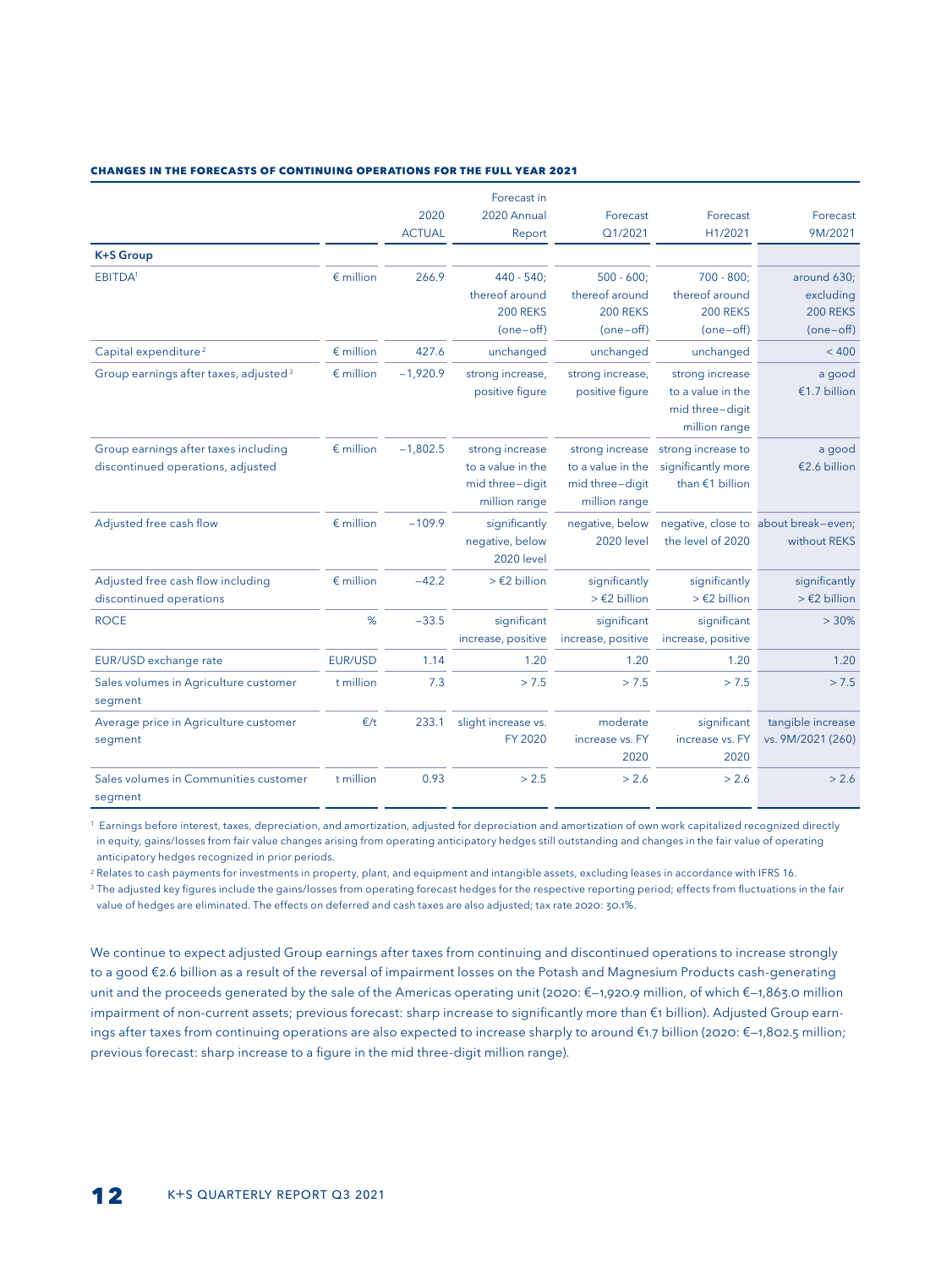**CHANGES IN THE FORECASTS OF CONTINUING OPERATIONS FOR THE FULL YEAR 2021**

| | | 2020 ACTUAL | Forecast in 2020 Annual Report | Forecast Q1/2021 | Forecast H1/2021 | Forecast 9M/2021 |
|---|---|---|---|---|---|---|
| **K+S Group** | | | | | | |
| EBITDA[1] | € million | 266.9 | 440 - 540; thereof around 200 REKS (one–off) | 500 - 600; thereof around 200 REKS (one–off) | 700 - 800; thereof around 200 REKS (one–off) | around 630; excluding 200 REKS (one–off) |
| Capital expenditure[2] | € million | 427.6 | unchanged | unchanged | unchanged | < 400 |
| Group earnings after taxes, adjusted[3] | € million | –1,920.9 | strong increase, positive figure | strong increase, positive figure | strong increase to a value in the mid three–digit million range | a good €1.7 billion |
| Group earnings after taxes including discontinued operations, adjusted | € million | –1,802.5 | strong increase to a value in the mid three–digit million range | strong increase to a value in the mid three–digit million range | strong increase to significantly more than €1 billion | a good €2.6 billion |
| Adjusted free cash flow | € million | –109.9 | significantly negative, below 2020 level | negative, below 2020 level | negative, close to the level of 2020 | about break–even; without REKS |
| Adjusted free cash flow including discontinued operations | € million | –42.2 | > €2 billion | significantly > €2 billion | significantly > €2 billion | significantly > €2 billion |
| ROCE | % | –33.5 | significant increase, positive | significant increase, positive | significant increase, positive | > 30% |
| EUR/USD exchange rate | EUR/USD | 1.14 | 1.20 | 1.20 | 1.20 | 1.20 |
| Sales volumes in Agriculture customer segment | t million | 7.3 | > 7.5 | > 7.5 | > 7.5 | > 7.5 |
| Average price in Agriculture customer segment | €/t | 233.1 | slight increase vs. FY 2020 | moderate increase vs. FY 2020 | significant increase vs. FY 2020 | tangible increase vs. 9M/2021 (260) |
| Sales volumes in Communities customer segment | t million | 0.93 | > 2.5 | > 2.6 | > 2.6 | > 2.6 |

[1] Earnings before interest, taxes, depreciation, and amortization, adjusted for depreciation and amortization of own work capitalized recognized directly in equity, gains/losses from fair value changes arising from operating anticipatory hedges still outstanding and changes in the fair value of operating anticipatory hedges recognized in prior periods.

[2] Relates to cash payments for investments in property, plant, and equipment and intangible assets, excluding leases in accordance with IFRS 16.

[3] The adjusted key figures include the gains/losses from operating forecast hedges for the respective reporting period; effects from fluctuations in the fair value of hedges are eliminated. The effects on deferred and cash taxes are also adjusted; tax rate 2020: 30.1%.

We continue to expect adjusted Group earnings after taxes from continuing and discontinued operations to increase strongly to a good €2.6 billion as a result of the reversal of impairment losses on the Potash and Magnesium Products cash-generating unit and the proceeds generated by the sale of the Americas operating unit (2020: €–1,920.9 million, of which €–1,863.0 million impairment of non-current assets; previous forecast: sharp increase to significantly more than €1 billion). Adjusted Group earnings after taxes from continuing operations are also expected to increase sharply to around €1.7 billion (2020: €–1,802.5 million; previous forecast: sharp increase to a figure in the mid three-digit million range).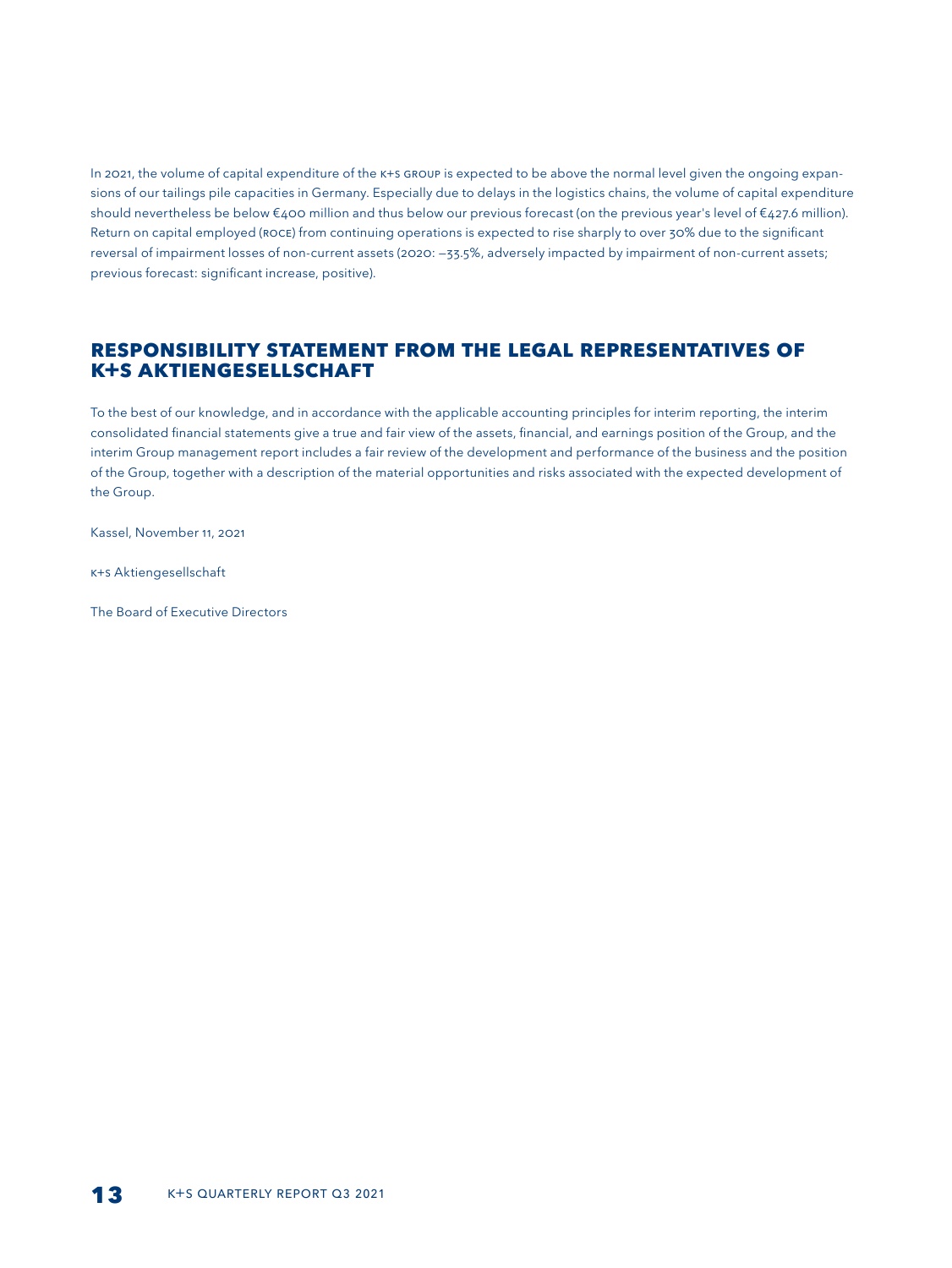In 2021, the volume of capital expenditure of the K+S GROUP is expected to be above the normal level given the ongoing expansions of our tailings pile capacities in Germany. Especially due to delays in the logistics chains, the volume of capital expenditure should nevertheless be below €400 million and thus below our previous forecast (on the previous year's level of €427.6 million). Return on capital employed (ROCE) from continuing operations is expected to rise sharply to over 30% due to the significant reversal of impairment losses of non-current assets (2020: −33.5%, adversely impacted by impairment of non-current assets; previous forecast: significant increase, positive).

## RESPONSIBILITY STATEMENT FROM THE LEGAL REPRESENTATIVES OF K+S AKTIENGESELLSCHAFT

To the best of our knowledge, and in accordance with the applicable accounting principles for interim reporting, the interim consolidated financial statements give a true and fair view of the assets, financial, and earnings position of the Group, and the interim Group management report includes a fair review of the development and performance of the business and the position of the Group, together with a description of the material opportunities and risks associated with the expected development of the Group.

Kassel, November 11, 2021

K+S Aktiengesellschaft

The Board of Executive Directors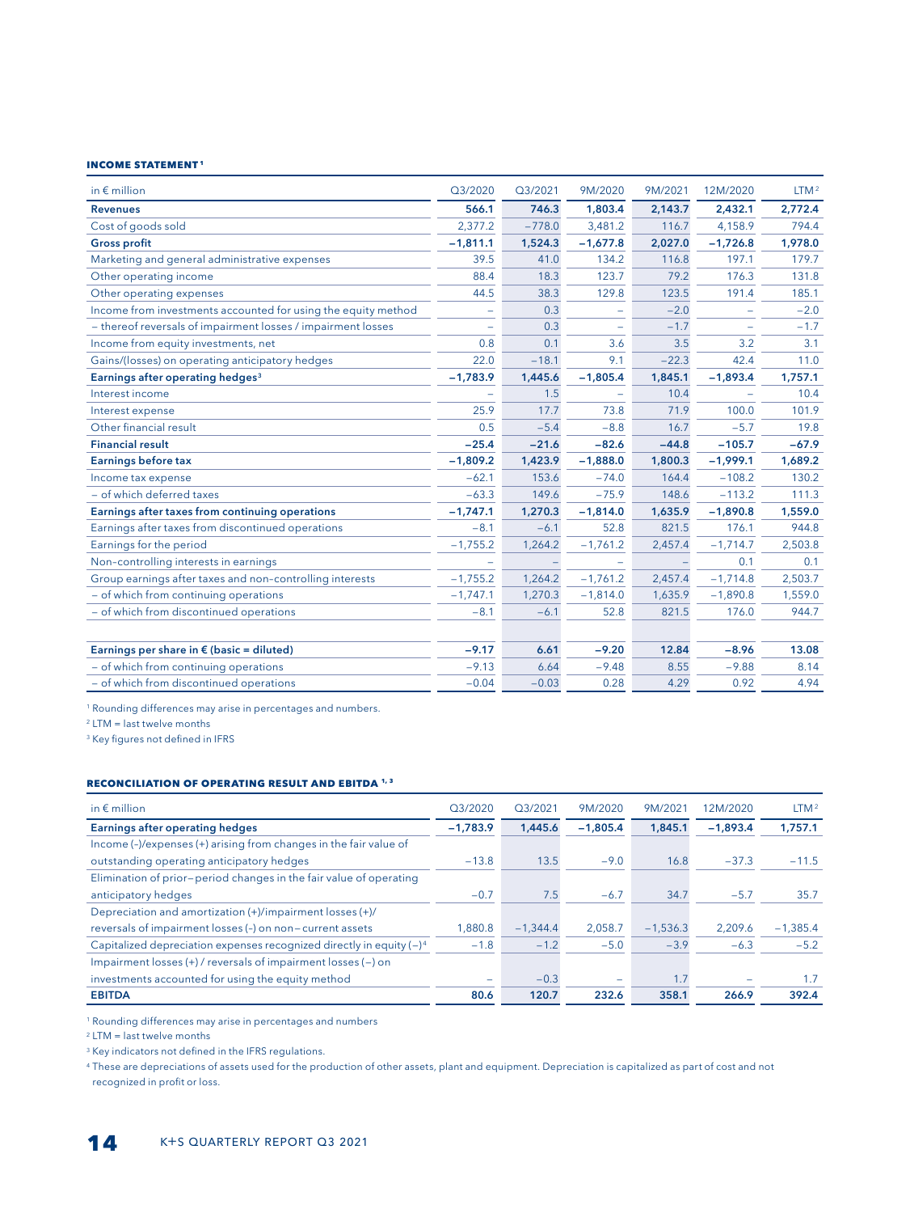#### INCOME STATEMENT [1]

| in € million | Q3/2020 | Q3/2021 | 9M/2020 | 9M/2021 | 12M/2020 | LTM [2] |
|---|---|---|---|---|---|---|
| **Revenues** | **566.1** | **746.3** | **1,803.4** | **2,143.7** | **2,432.1** | **2,772.4** |
| Cost of goods sold | 2,377.2 | −778.0 | 3,481.2 | 116.7 | 4,158.9 | 794.4 |
| **Gross profit** | **−1,811.1** | **1,524.3** | **−1,677.8** | **2,027.0** | **−1,726.8** | **1,978.0** |
| Marketing and general administrative expenses | 39.5 | 41.0 | 134.2 | 116.8 | 197.1 | 179.7 |
| Other operating income | 88.4 | 18.3 | 123.7 | 79.2 | 176.3 | 131.8 |
| Other operating expenses | 44.5 | 38.3 | 129.8 | 123.5 | 191.4 | 185.1 |
| Income from investments accounted for using the equity method | – | 0.3 | – | −2.0 | – | −2.0 |
| – thereof reversals of impairment losses / impairment losses | – | 0.3 | – | −1.7 | – | −1.7 |
| Income from equity investments, net | 0.8 | 0.1 | 3.6 | 3.5 | 3.2 | 3.1 |
| Gains/(losses) on operating anticipatory hedges | 22.0 | −18.1 | 9.1 | −22.3 | 42.4 | 11.0 |
| **Earnings after operating hedges [3]** | **−1,783.9** | **1,445.6** | **−1,805.4** | **1,845.1** | **−1,893.4** | **1,757.1** |
| Interest income | – | 1.5 | – | 10.4 | – | 10.4 |
| Interest expense | 25.9 | 17.7 | 73.8 | 71.9 | 100.0 | 101.9 |
| Other financial result | 0.5 | −5.4 | −8.8 | 16.7 | −5.7 | 19.8 |
| **Financial result** | **−25.4** | **−21.6** | **−82.6** | **−44.8** | **−105.7** | **−67.9** |
| **Earnings before tax** | **−1,809.2** | **1,423.9** | **−1,888.0** | **1,800.3** | **−1,999.1** | **1,689.2** |
| Income tax expense | −62.1 | 153.6 | −74.0 | 164.4 | −108.2 | 130.2 |
| – of which deferred taxes | −63.3 | 149.6 | −75.9 | 148.6 | −113.2 | 111.3 |
| **Earnings after taxes from continuing operations** | **−1,747.1** | **1,270.3** | **−1,814.0** | **1,635.9** | **−1,890.8** | **1,559.0** |
| Earnings after taxes from discontinued operations | −8.1 | −6.1 | 52.8 | 821.5 | 176.1 | 944.8 |
| Earnings for the period | −1,755.2 | 1,264.2 | −1,761.2 | 2,457.4 | −1,714.7 | 2,503.8 |
| Non-controlling interests in earnings | – | – | – | – | 0.1 | 0.1 |
| Group earnings after taxes and non-controlling interests | −1,755.2 | 1,264.2 | −1,761.2 | 2,457.4 | −1,714.8 | 2,503.7 |
| – of which from continuing operations | −1,747.1 | 1,270.3 | −1,814.0 | 1,635.9 | −1,890.8 | 1,559.0 |
| – of which from discontinued operations | −8.1 | −6.1 | 52.8 | 821.5 | 176.0 | 944.7 |
| | | | | | | |
| **Earnings per share in € (basic = diluted)** | **−9.17** | **6.61** | **−9.20** | **12.84** | **−8.96** | **13.08** |
| – of which from continuing operations | −9.13 | 6.64 | −9.48 | 8.55 | −9.88 | 8.14 |
| – of which from discontinued operations | −0.04 | −0.03 | 0.28 | 4.29 | 0.92 | 4.94 |

[1] Rounding differences may arise in percentages and numbers.
[2] LTM = last twelve months
[3] Key figures not defined in IFRS

#### RECONCILIATION OF OPERATING RESULT AND EBITDA [1, 3]

| in € million | Q3/2020 | Q3/2021 | 9M/2020 | 9M/2021 | 12M/2020 | LTM [2] |
|---|---|---|---|---|---|---|
| **Earnings after operating hedges** | **−1,783.9** | **1,445.6** | **−1,805.4** | **1,845.1** | **−1,893.4** | **1,757.1** |
| Income (-)/expenses (+) arising from changes in the fair value of outstanding operating anticipatory hedges | −13.8 | 13.5 | −9.0 | 16.8 | −37.3 | −11.5 |
| Elimination of prior-period changes in the fair value of operating anticipatory hedges | −0.7 | 7.5 | −6.7 | 34.7 | −5.7 | 35.7 |
| Depreciation and amortization (+)/impairment losses (+)/ reversals of impairment losses (-) on non-current assets | 1,880.8 | −1,344.4 | 2,058.7 | −1,536.3 | 2,209.6 | −1,385.4 |
| Capitalized depreciation expenses recognized directly in equity (−)[4] | −1.8 | −1.2 | −5.0 | −3.9 | −6.3 | −5.2 |
| Impairment losses (+) / reversals of impairment losses (−) on investments accounted for using the equity method | – | −0.3 | – | 1.7 | – | 1.7 |
| **EBITDA** | **80.6** | **120.7** | **232.6** | **358.1** | **266.9** | **392.4** |

[1] Rounding differences may arise in percentages and numbers
[2] LTM = last twelve months
[3] Key indicators not defined in the IFRS regulations.
[4] These are depreciations of assets used for the production of other assets, plant and equipment. Depreciation is capitalized as part of cost and not recognized in profit or loss.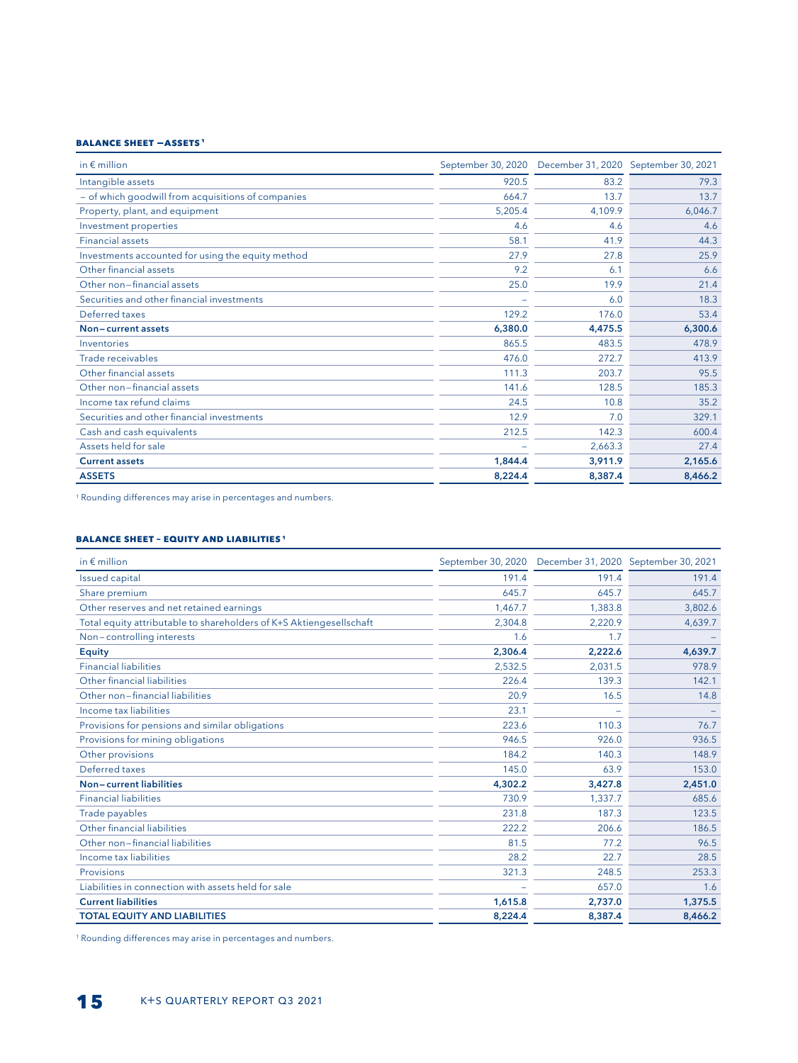#### BALANCE SHEET —ASSETS[1]

| in € million | September 30, 2020 | December 31, 2020 | September 30, 2021 |
|---|---|---|---|
| Intangible assets | 920.5 | 83.2 | 79.3 |
| – of which goodwill from acquisitions of companies | 664.7 | 13.7 | 13.7 |
| Property, plant, and equipment | 5,205.4 | 4,109.9 | 6,046.7 |
| Investment properties | 4.6 | 4.6 | 4.6 |
| Financial assets | 58.1 | 41.9 | 44.3 |
| Investments accounted for using the equity method | 27.9 | 27.8 | 25.9 |
| Other financial assets | 9.2 | 6.1 | 6.6 |
| Other non–financial assets | 25.0 | 19.9 | 21.4 |
| Securities and other financial investments | – | 6.0 | 18.3 |
| Deferred taxes | 129.2 | 176.0 | 53.4 |
| **Non–current assets** | **6,380.0** | **4,475.5** | **6,300.6** |
| Inventories | 865.5 | 483.5 | 478.9 |
| Trade receivables | 476.0 | 272.7 | 413.9 |
| Other financial assets | 111.3 | 203.7 | 95.5 |
| Other non–financial assets | 141.6 | 128.5 | 185.3 |
| Income tax refund claims | 24.5 | 10.8 | 35.2 |
| Securities and other financial investments | 12.9 | 7.0 | 329.1 |
| Cash and cash equivalents | 212.5 | 142.3 | 600.4 |
| Assets held for sale | – | 2,663.3 | 27.4 |
| **Current assets** | **1,844.4** | **3,911.9** | **2,165.6** |
| **ASSETS** | **8,224.4** | **8,387.4** | **8,466.2** |

[1] Rounding differences may arise in percentages and numbers.

#### BALANCE SHEET – EQUITY AND LIABILITIES[1]

| in € million | September 30, 2020 | December 31, 2020 | September 30, 2021 |
|---|---|---|---|
| Issued capital | 191.4 | 191.4 | 191.4 |
| Share premium | 645.7 | 645.7 | 645.7 |
| Other reserves and net retained earnings | 1,467.7 | 1,383.8 | 3,802.6 |
| Total equity attributable to shareholders of K+S Aktiengesellschaft | 2,304.8 | 2,220.9 | 4,639.7 |
| Non–controlling interests | 1.6 | 1.7 | – |
| **Equity** | **2,306.4** | **2,222.6** | **4,639.7** |
| Financial liabilities | 2,532.5 | 2,031.5 | 978.9 |
| Other financial liabilities | 226.4 | 139.3 | 142.1 |
| Other non–financial liabilities | 20.9 | 16.5 | 14.8 |
| Income tax liabilities | 23.1 | – | – |
| Provisions for pensions and similar obligations | 223.6 | 110.3 | 76.7 |
| Provisions for mining obligations | 946.5 | 926.0 | 936.5 |
| Other provisions | 184.2 | 140.3 | 148.9 |
| Deferred taxes | 145.0 | 63.9 | 153.0 |
| **Non–current liabilities** | **4,302.2** | **3,427.8** | **2,451.0** |
| Financial liabilities | 730.9 | 1,337.7 | 685.6 |
| Trade payables | 231.8 | 187.3 | 123.5 |
| Other financial liabilities | 222.2 | 206.6 | 186.5 |
| Other non–financial liabilities | 81.5 | 77.2 | 96.5 |
| Income tax liabilities | 28.2 | 22.7 | 28.5 |
| Provisions | 321.3 | 248.5 | 253.3 |
| Liabilities in connection with assets held for sale | – | 657.0 | 1.6 |
| **Current liabilities** | **1,615.8** | **2,737.0** | **1,375.5** |
| **TOTAL EQUITY AND LIABILITIES** | **8,224.4** | **8,387.4** | **8,466.2** |

[1] Rounding differences may arise in percentages and numbers.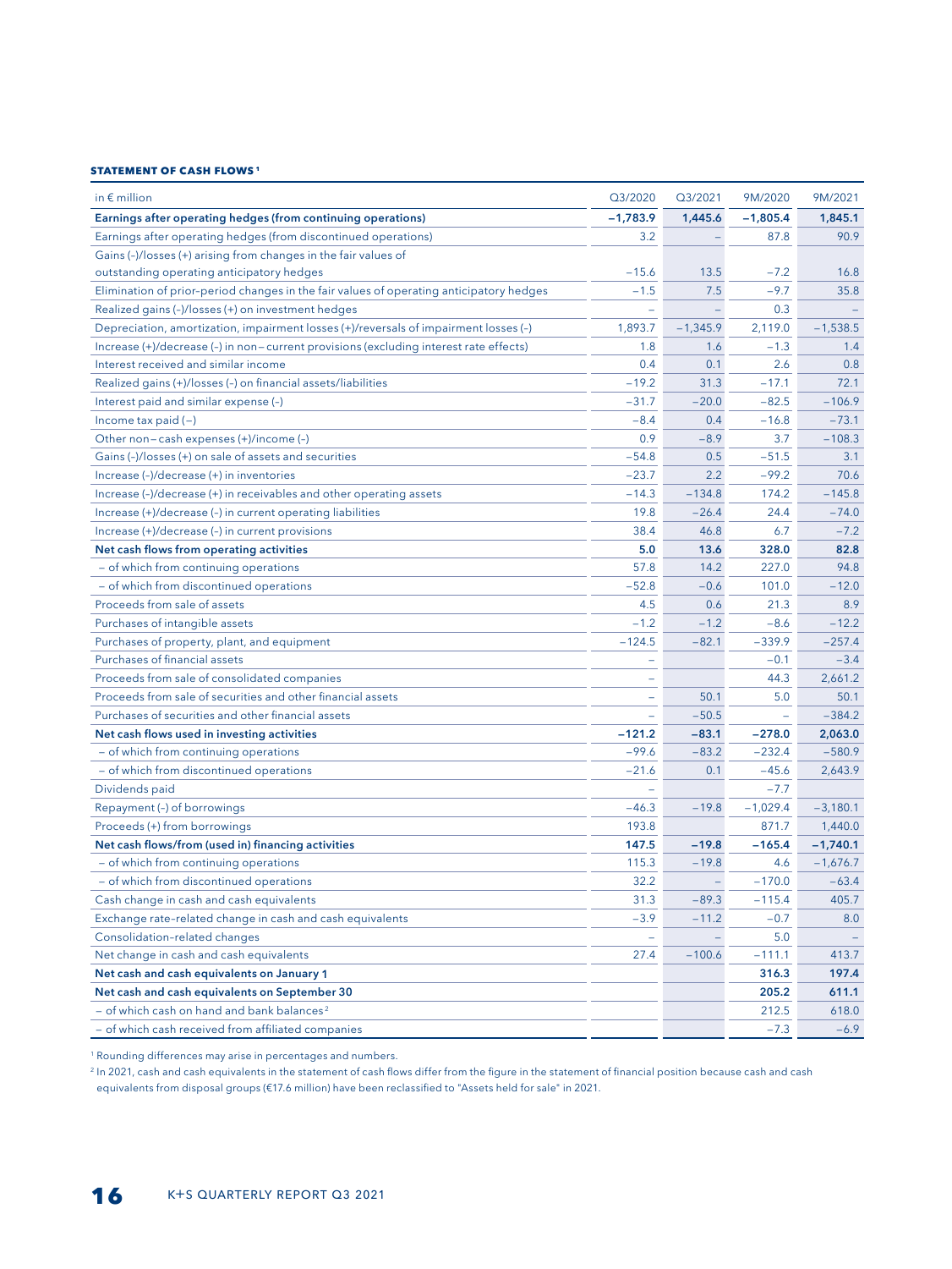**STATEMENT OF CASH FLOWS**[1]

| in € million | Q3/2020 | Q3/2021 | 9M/2020 | 9M/2021 |
|---|---|---|---|---|
| **Earnings after operating hedges (from continuing operations)** | **−1,783.9** | **1,445.6** | **−1,805.4** | **1,845.1** |
| Earnings after operating hedges (from discontinued operations) | 3.2 | – | 87.8 | 90.9 |
| Gains (-)/losses (+) arising from changes in the fair values of outstanding operating anticipatory hedges | −15.6 | 13.5 | −7.2 | 16.8 |
| Elimination of prior-period changes in the fair values of operating anticipatory hedges | −1.5 | 7.5 | −9.7 | 35.8 |
| Realized gains (-)/losses (+) on investment hedges | – | – | 0.3 | – |
| Depreciation, amortization, impairment losses (+)/reversals of impairment losses (-) | 1,893.7 | −1,345.9 | 2,119.0 | −1,538.5 |
| Increase (+)/decrease (-) in non–current provisions (excluding interest rate effects) | 1.8 | 1.6 | −1.3 | 1.4 |
| Interest received and similar income | 0.4 | 0.1 | 2.6 | 0.8 |
| Realized gains (+)/losses (-) on financial assets/liabilities | −19.2 | 31.3 | −17.1 | 72.1 |
| Interest paid and similar expense (-) | −31.7 | −20.0 | −82.5 | −106.9 |
| Income tax paid (−) | −8.4 | 0.4 | −16.8 | −73.1 |
| Other non–cash expenses (+)/income (-) | 0.9 | −8.9 | 3.7 | −108.3 |
| Gains (-)/losses (+) on sale of assets and securities | −54.8 | 0.5 | −51.5 | 3.1 |
| Increase (-)/decrease (+) in inventories | −23.7 | 2.2 | −99.2 | 70.6 |
| Increase (-)/decrease (+) in receivables and other operating assets | −14.3 | −134.8 | 174.2 | −145.8 |
| Increase (+)/decrease (-) in current operating liabilities | 19.8 | −26.4 | 24.4 | −74.0 |
| Increase (+)/decrease (-) in current provisions | 38.4 | 46.8 | 6.7 | −7.2 |
| **Net cash flows from operating activities** | **5.0** | **13.6** | **328.0** | **82.8** |
| – of which from continuing operations | 57.8 | 14.2 | 227.0 | 94.8 |
| – of which from discontinued operations | −52.8 | −0.6 | 101.0 | −12.0 |
| Proceeds from sale of assets | 4.5 | 0.6 | 21.3 | 8.9 |
| Purchases of intangible assets | −1.2 | −1.2 | −8.6 | −12.2 |
| Purchases of property, plant, and equipment | −124.5 | −82.1 | −339.9 | −257.4 |
| Purchases of financial assets | – | | −0.1 | −3.4 |
| Proceeds from sale of consolidated companies | – | | 44.3 | 2,661.2 |
| Proceeds from sale of securities and other financial assets | – | 50.1 | 5.0 | 50.1 |
| Purchases of securities and other financial assets | – | −50.5 | – | −384.2 |
| **Net cash flows used in investing activities** | **−121.2** | **−83.1** | **−278.0** | **2,063.0** |
| – of which from continuing operations | −99.6 | −83.2 | −232.4 | −580.9 |
| – of which from discontinued operations | −21.6 | 0.1 | −45.6 | 2,643.9 |
| Dividends paid | – | | −7.7 | |
| Repayment (-) of borrowings | −46.3 | −19.8 | −1,029.4 | −3,180.1 |
| Proceeds (+) from borrowings | 193.8 | | 871.7 | 1,440.0 |
| **Net cash flows/from (used in) financing activities** | **147.5** | **−19.8** | **−165.4** | **−1,740.1** |
| – of which from continuing operations | 115.3 | −19.8 | 4.6 | −1,676.7 |
| – of which from discontinued operations | 32.2 | – | −170.0 | −63.4 |
| Cash change in cash and cash equivalents | 31.3 | −89.3 | −115.4 | 405.7 |
| Exchange rate-related change in cash and cash equivalents | −3.9 | −11.2 | −0.7 | 8.0 |
| Consolidation-related changes | – | – | 5.0 | – |
| Net change in cash and cash equivalents | 27.4 | −100.6 | −111.1 | 413.7 |
| **Net cash and cash equivalents on January 1** | | | **316.3** | **197.4** |
| **Net cash and cash equivalents on September 30** | | | **205.2** | **611.1** |
| – of which cash on hand and bank balances[2] | | | 212.5 | 618.0 |
| – of which cash received from affiliated companies | | | −7.3 | −6.9 |

[1] Rounding differences may arise in percentages and numbers.

[2] In 2021, cash and cash equivalents in the statement of cash flows differ from the figure in the statement of financial position because cash and cash equivalents from disposal groups (€17.6 million) have been reclassified to "Assets held for sale" in 2021.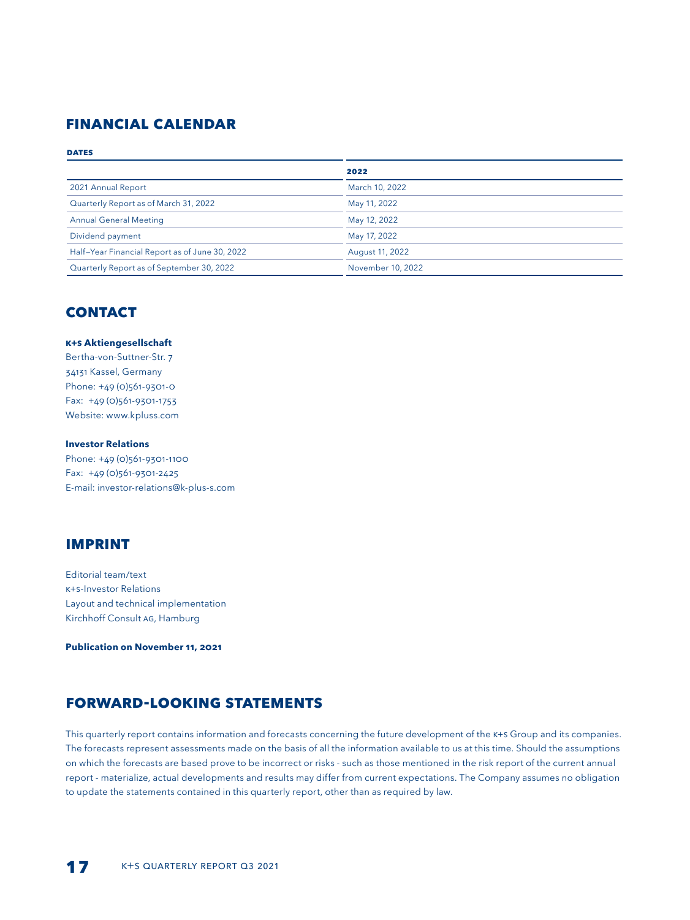## FINANCIAL CALENDAR

**DATES**

| | 2022 |
|---|---|
| 2021 Annual Report | March 10, 2022 |
| Quarterly Report as of March 31, 2022 | May 11, 2022 |
| Annual General Meeting | May 12, 2022 |
| Dividend payment | May 17, 2022 |
| Half-Year Financial Report as of June 30, 2022 | August 11, 2022 |
| Quarterly Report as of September 30, 2022 | November 10, 2022 |

## CONTACT

**K+S Aktiengesellschaft**
Bertha-von-Suttner-Str. 7
34131 Kassel, Germany
Phone: +49 (0)561-9301-0
Fax: +49 (0)561-9301-1753
Website: www.kpluss.com

**Investor Relations**
Phone: +49 (0)561-9301-1100
Fax: +49 (0)561-9301-2425
E-mail: investor-relations@k-plus-s.com

## IMPRINT

Editorial team/text
K+S-Investor Relations
Layout and technical implementation
Kirchhoff Consult AG, Hamburg

**Publication on November 11, 2021**

## FORWARD-LOOKING STATEMENTS

This quarterly report contains information and forecasts concerning the future development of the K+S Group and its companies. The forecasts represent assessments made on the basis of all the information available to us at this time. Should the assumptions on which the forecasts are based prove to be incorrect or risks - such as those mentioned in the risk report of the current annual report - materialize, actual developments and results may differ from current expectations. The Company assumes no obligation to update the statements contained in this quarterly report, other than as required by law.